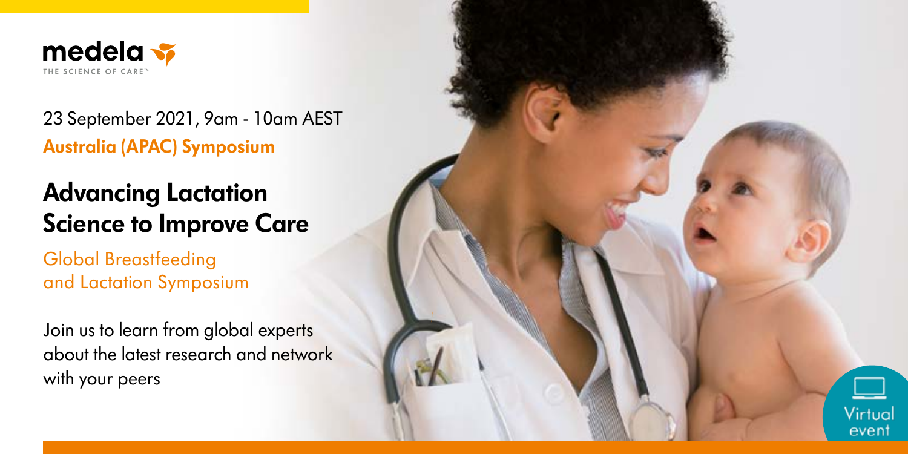medela

THE SCIENCE OF CARE™

23 September 2021, 9am - 10am AEST

**Australia (APAC) Symposium**

# Advancing Lactation Science to Improve Care

## Global Breastfeeding and Lactation Symposium

Join us to learn from global experts about the latest research and network with your peers

Virtual event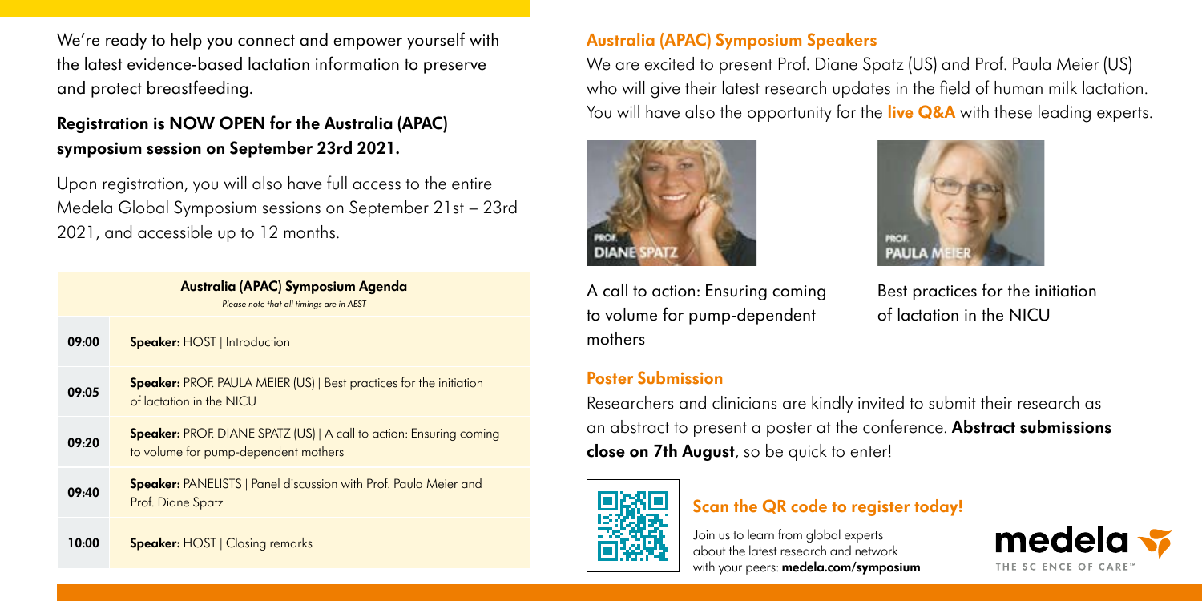We're ready to help you connect and empower yourself with the latest evidence-based lactation information to preserve and protect breastfeeding.

**Registration is NOW OPEN for the Australia (APAC) symposium session on September 23rd 2021.**

Upon registration, you will also have full access to the entire Medela Global Symposium sessions on September 21st – 23rd 2021, and accessible up to 12 months.

**Australia (APAC) Symposium Agenda**

*Please note that all timings are in AEST*

| | |
|---|---|
| 09:00 | **Speaker:** HOST \| Introduction |
| 09:05 | **Speaker:** PROF. PAULA MEIER (US) \| Best practices for the initiation of lactation in the NICU |
| 09:20 | **Speaker:** PROF. DIANE SPATZ (US) \| A call to action: Ensuring coming to volume for pump-dependent mothers |
| 09:40 | **Speaker:** PANELISTS \| Panel discussion with Prof. Paula Meier and Prof. Diane Spatz |
| 10:00 | **Speaker:** HOST \| Closing remarks |

## Australia (APAC) Symposium Speakers

We are excited to present Prof. Diane Spatz (US) and Prof. Paula Meier (US) who will give their latest research updates in the field of human milk lactation. You will have also the opportunity for the **live Q&A** with these leading experts.

PROF. DIANE SPATZ

A call to action: Ensuring coming to volume for pump-dependent mothers

PROF. PAULA MEIER

Best practices for the initiation of lactation in the NICU

## Poster Submission

Researchers and clinicians are kindly invited to submit their research as an abstract to present a poster at the conference. **Abstract submissions close on 7th August**, so be quick to enter!

## Scan the QR code to register today!

Join us to learn from global experts about the latest research and network with your peers: **medela.com/symposium**

medela THE SCIENCE OF CARE™